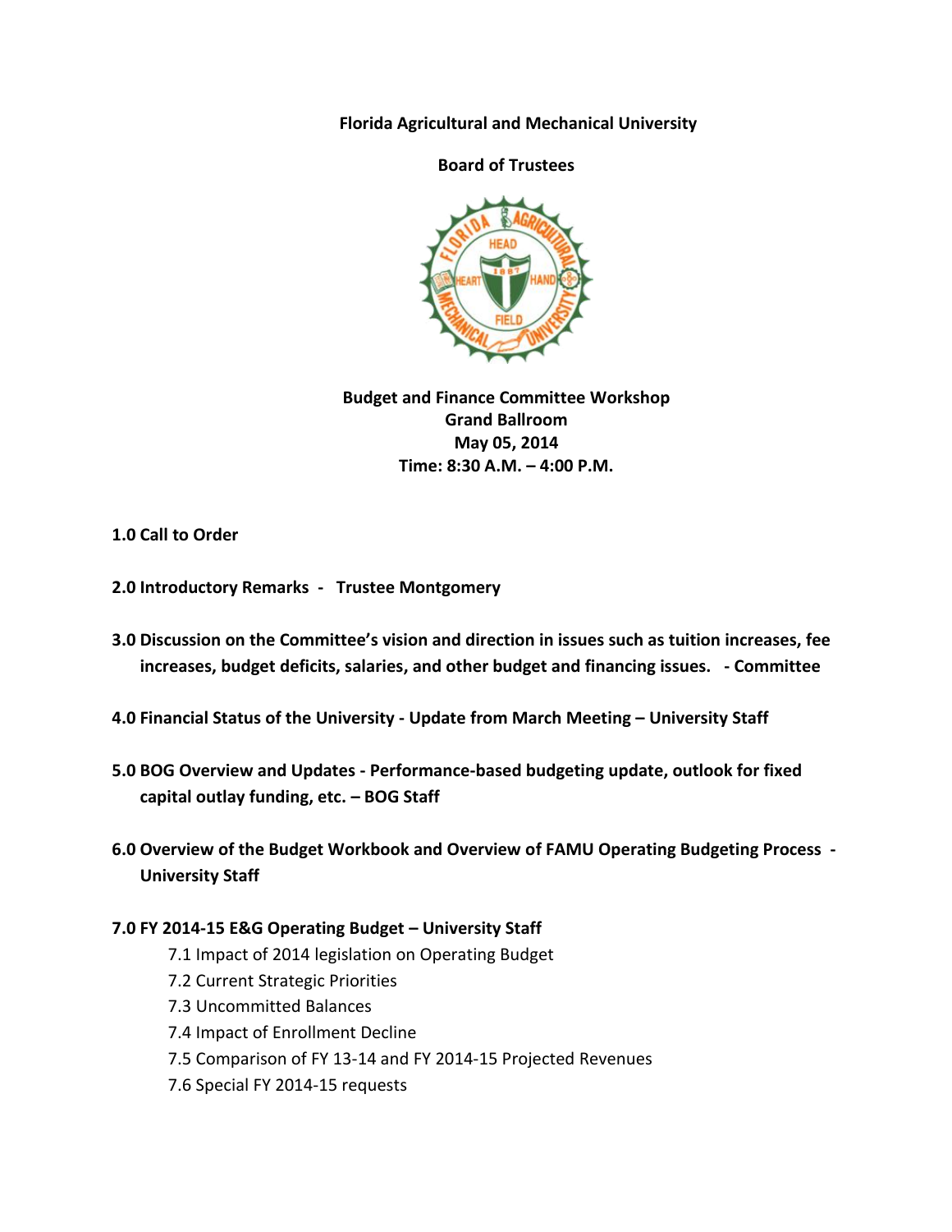**Florida Agricultural and Mechanical University**

**Board of Trustees**

**Budget and Finance Committee Workshop**
**Grand Ballroom**
**May 05, 2014**
**Time: 8:30 A.M. – 4:00 P.M.**

**1.0 Call to Order**

**2.0 Introductory Remarks - Trustee Montgomery**

**3.0 Discussion on the Committee's vision and direction in issues such as tuition increases, fee increases, budget deficits, salaries, and other budget and financing issues. - Committee**

**4.0 Financial Status of the University - Update from March Meeting – University Staff**

**5.0 BOG Overview and Updates - Performance-based budgeting update, outlook for fixed capital outlay funding, etc. – BOG Staff**

**6.0 Overview of the Budget Workbook and Overview of FAMU Operating Budgeting Process - University Staff**

**7.0 FY 2014-15 E&G Operating Budget – University Staff**

- 7.1 Impact of 2014 legislation on Operating Budget
- 7.2 Current Strategic Priorities
- 7.3 Uncommitted Balances
- 7.4 Impact of Enrollment Decline
- 7.5 Comparison of FY 13-14 and FY 2014-15 Projected Revenues
- 7.6 Special FY 2014-15 requests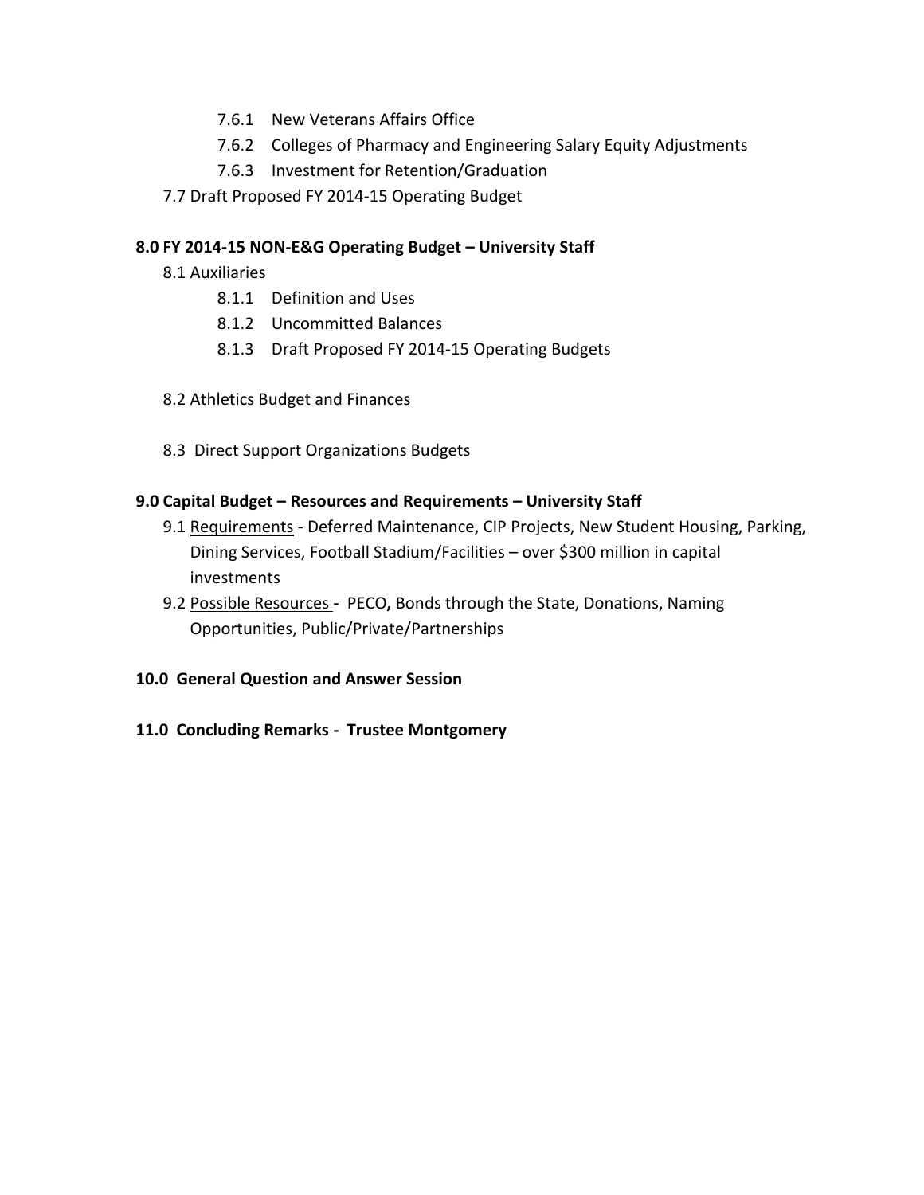- 7.6.1 New Veterans Affairs Office
- 7.6.2 Colleges of Pharmacy and Engineering Salary Equity Adjustments
- 7.6.3 Investment for Retention/Graduation

7.7 Draft Proposed FY 2014-15 Operating Budget

**8.0 FY 2014-15 NON-E&G Operating Budget – University Staff**

8.1 Auxiliaries

- 8.1.1 Definition and Uses
- 8.1.2 Uncommitted Balances
- 8.1.3 Draft Proposed FY 2014-15 Operating Budgets

8.2 Athletics Budget and Finances

8.3 Direct Support Organizations Budgets

**9.0 Capital Budget – Resources and Requirements – University Staff**

9.1 <u>Requirements</u> - Deferred Maintenance, CIP Projects, New Student Housing, Parking, Dining Services, Football Stadium/Facilities – over $300 million in capital investments

9.2 <u>Possible Resources</u> **-** PECO**,** Bonds through the State, Donations, Naming Opportunities, Public/Private/Partnerships

**10.0 General Question and Answer Session**

**11.0 Concluding Remarks - Trustee Montgomery**